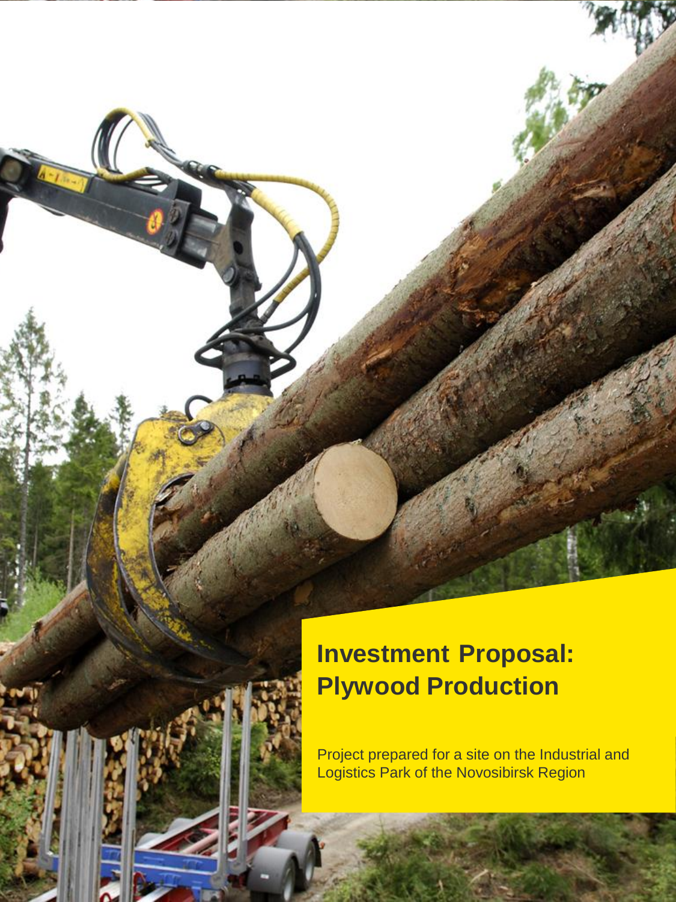# Investment Proposal: Plywood Production

Project prepared for a site on the Industrial and Logistics Park of the Novosibirsk Region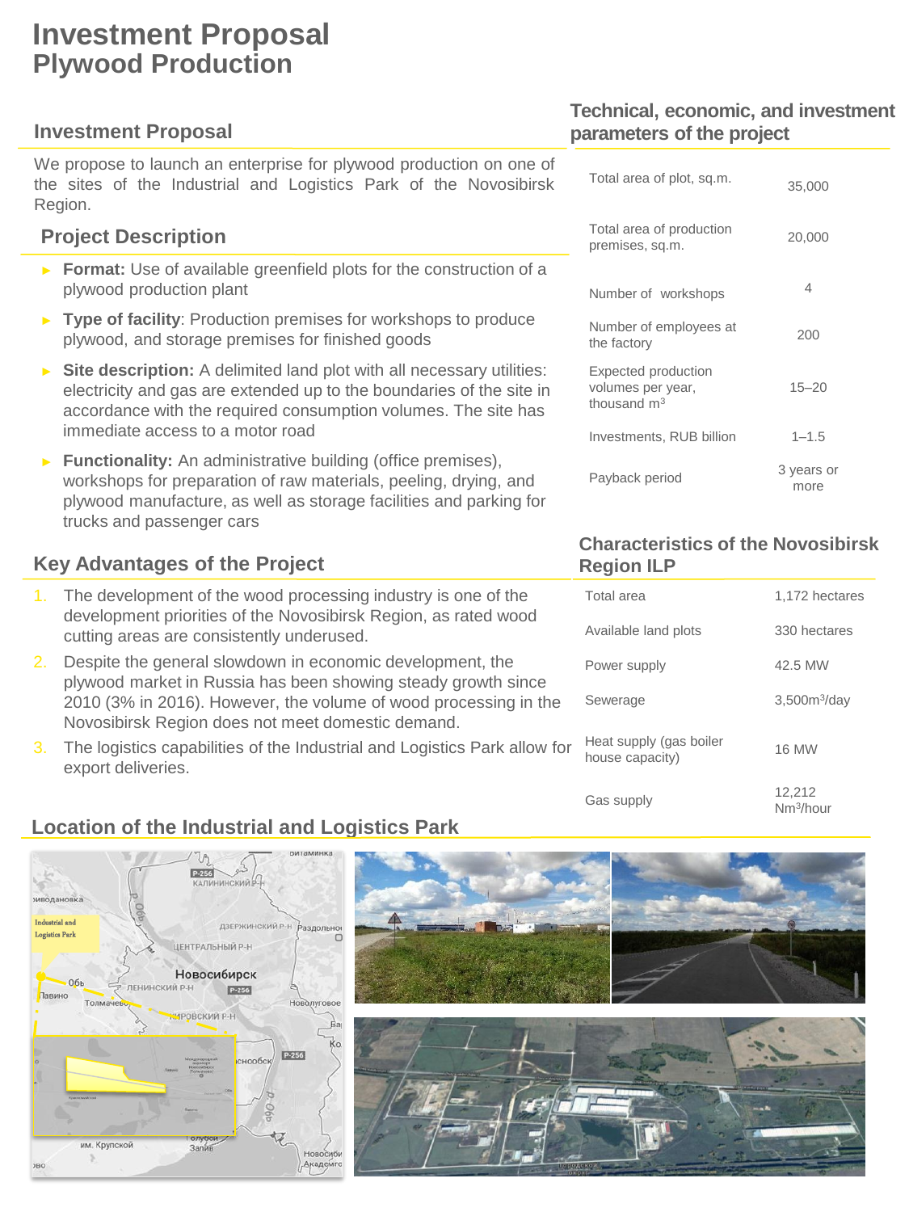# Investment Proposal
## Plywood Production

## Investment Proposal

We propose to launch an enterprise for plywood production on one of the sites of the Industrial and Logistics Park of the Novosibirsk Region.

## Project Description

- **Format:** Use of available greenfield plots for the construction of a plywood production plant
- **Type of facility**: Production premises for workshops to produce plywood, and storage premises for finished goods
- **Site description:** A delimited land plot with all necessary utilities: electricity and gas are extended up to the boundaries of the site in accordance with the required consumption volumes. The site has immediate access to a motor road
- **Functionality:** An administrative building (office premises), workshops for preparation of raw materials, peeling, drying, and plywood manufacture, as well as storage facilities and parking for trucks and passenger cars

## Key Advantages of the Project

1. The development of the wood processing industry is one of the development priorities of the Novosibirsk Region, as rated wood cutting areas are consistently underused.
2. Despite the general slowdown in economic development, the plywood market in Russia has been showing steady growth since 2010 (3% in 2016). However, the volume of wood processing in the Novosibirsk Region does not meet domestic demand.
3. The logistics capabilities of the Industrial and Logistics Park allow for export deliveries.

## Technical, economic, and investment parameters of the project

| Parameter | Value |
|---|---|
| Total area of plot, sq.m. | 35,000 |
| Total area of production premises, sq.m. | 20,000 |
| Number of workshops | 4 |
| Number of employees at the factory | 200 |
| Expected production volumes per year, thousand $m^3$ | 15–20 |
| Investments, RUB billion | 1–1.5 |
| Payback period | 3 years or more |

## Characteristics of the Novosibirsk Region ILP

| Characteristic | Value |
|---|---|
| Total area | 1,172 hectares |
| Available land plots | 330 hectares |
| Power supply | 42.5 MW |
| Sewerage | 3,500$m^3$/day |
| Heat supply (gas boiler house capacity) | 16 MW |
| Gas supply | 12,212 $Nm^3$/hour |

## Location of the Industrial and Logistics Park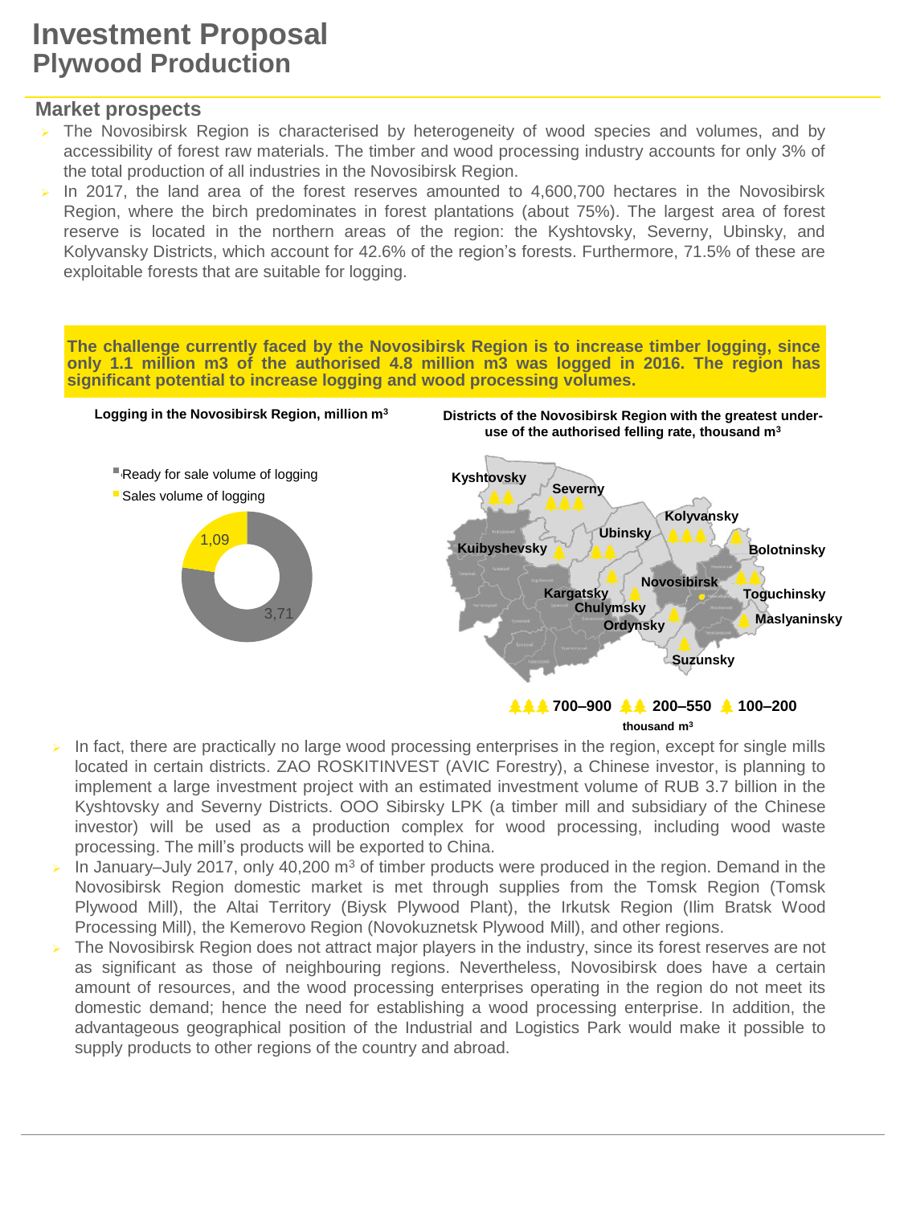# Investment Proposal
## Plywood Production

### Market prospects

- The Novosibirsk Region is characterised by heterogeneity of wood species and volumes, and by accessibility of forest raw materials. The timber and wood processing industry accounts for only 3% of the total production of all industries in the Novosibirsk Region.
- In 2017, the land area of the forest reserves amounted to 4,600,700 hectares in the Novosibirsk Region, where the birch predominates in forest plantations (about 75%). The largest area of forest reserve is located in the northern areas of the region: the Kyshtovsky, Severny, Ubinsky, and Kolyvansky Districts, which account for 42.6% of the region's forests. Furthermore, 71.5% of these are exploitable forests that are suitable for logging.

**The challenge currently faced by the Novosibirsk Region is to increase timber logging, since only 1.1 million m3 of the authorised 4.8 million m3 was logged in 2016. The region has significant potential to increase logging and wood processing volumes.**

**Logging in the Novosibirsk Region, million m³**

- Ready for sale volume of logging: 3,71
- Sales volume of logging: 1,09

**Districts of the Novosibirsk Region with the greatest under-use of the authorised felling rate, thousand m³**

- 700–900: Severny, Kolyvansky
- 200–550: Kyshtovsky, Ubinsky, Bolotninsky
- 100–200: Kuibyshevsky, Kargatsky, Chulymsky, Ordynsky, Novosibirsk, Toguchinsky, Maslyaninsky, Suzunsky

thousand m³

- In fact, there are practically no large wood processing enterprises in the region, except for single mills located in certain districts. ZAO ROSKITINVEST (AVIC Forestry), a Chinese investor, is planning to implement a large investment project with an estimated investment volume of RUB 3.7 billion in the Kyshtovsky and Severny Districts. OOO Sibirsky LPK (a timber mill and subsidiary of the Chinese investor) will be used as a production complex for wood processing, including wood waste processing. The mill's products will be exported to China.
- In January–July 2017, only 40,200 m³ of timber products were produced in the region. Demand in the Novosibirsk Region domestic market is met through supplies from the Tomsk Region (Tomsk Plywood Mill), the Altai Territory (Biysk Plywood Plant), the Irkutsk Region (Ilim Bratsk Wood Processing Mill), the Kemerovo Region (Novokuznetsk Plywood Mill), and other regions.
- The Novosibirsk Region does not attract major players in the industry, since its forest reserves are not as significant as those of neighbouring regions. Nevertheless, Novosibirsk does have a certain amount of resources, and the wood processing enterprises operating in the region do not meet its domestic demand; hence the need for establishing a wood processing enterprise. In addition, the advantageous geographical position of the Industrial and Logistics Park would make it possible to supply products to other regions of the country and abroad.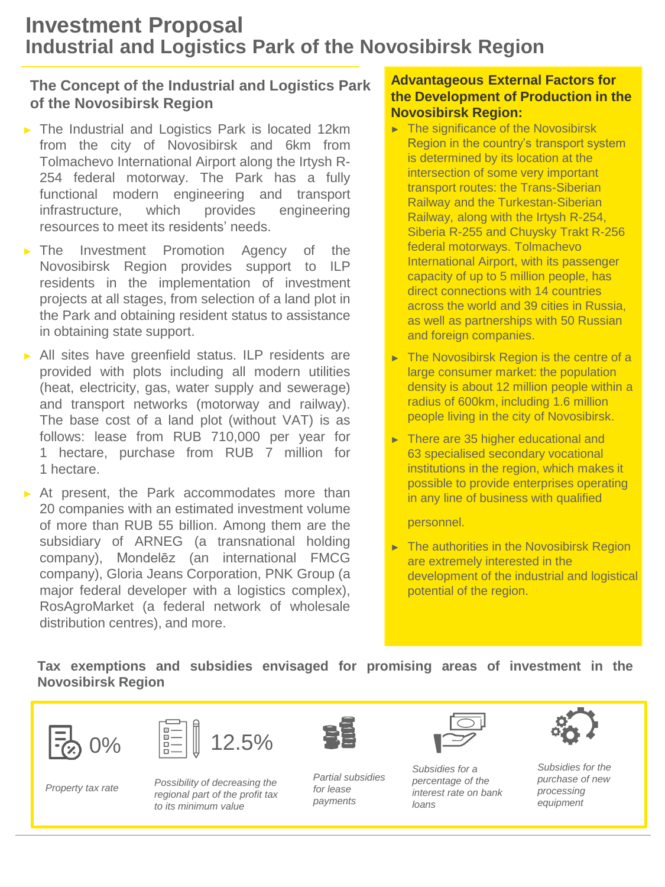# Investment Proposal
## Industrial and Logistics Park of the Novosibirsk Region

### The Concept of the Industrial and Logistics Park of the Novosibirsk Region

- The Industrial and Logistics Park is located 12km from the city of Novosibirsk and 6km from Tolmachevo International Airport along the Irtysh R-254 federal motorway. The Park has a fully functional modern engineering and transport infrastructure, which provides engineering resources to meet its residents' needs.
- The Investment Promotion Agency of the Novosibirsk Region provides support to ILP residents in the implementation of investment projects at all stages, from selection of a land plot in the Park and obtaining resident status to assistance in obtaining state support.
- All sites have greenfield status. ILP residents are provided with plots including all modern utilities (heat, electricity, gas, water supply and sewerage) and transport networks (motorway and railway). The base cost of a land plot (without VAT) is as follows: lease from RUB 710,000 per year for 1 hectare, purchase from RUB 7 million for 1 hectare.
- At present, the Park accommodates more than 20 companies with an estimated investment volume of more than RUB 55 billion. Among them are the subsidiary of ARNEG (a transnational holding company), Mondelēz (an international FMCG company), Gloria Jeans Corporation, PNK Group (a major federal developer with a logistics complex), RosAgroMarket (a federal network of wholesale distribution centres), and more.

### Advantageous External Factors for the Development of Production in the Novosibirsk Region:

- The significance of the Novosibirsk Region in the country's transport system is determined by its location at the intersection of some very important transport routes: the Trans-Siberian Railway and the Turkestan-Siberian Railway, along with the Irtysh R-254, Siberia R-255 and Chuysky Trakt R-256 federal motorways. Tolmachevo International Airport, with its passenger capacity of up to 5 million people, has direct connections with 14 countries across the world and 39 cities in Russia, as well as partnerships with 50 Russian and foreign companies.
- The Novosibirsk Region is the centre of a large consumer market: the population density is about 12 million people within a radius of 600km, including 1.6 million people living in the city of Novosibirsk.
- There are 35 higher educational and 63 specialised secondary vocational institutions in the region, which makes it possible to provide enterprises operating in any line of business with qualified personnel.
- The authorities in the Novosibirsk Region are extremely interested in the development of the industrial and logistical potential of the region.

**Tax exemptions and subsidies envisaged for promising areas of investment in the Novosibirsk Region**

0%

*Property tax rate*

12.5%

*Possibility of decreasing the regional part of the profit tax to its minimum value*

*Partial subsidies for lease payments*

*Subsidies for a percentage of the interest rate on bank loans*

*Subsidies for the purchase of new processing equipment*